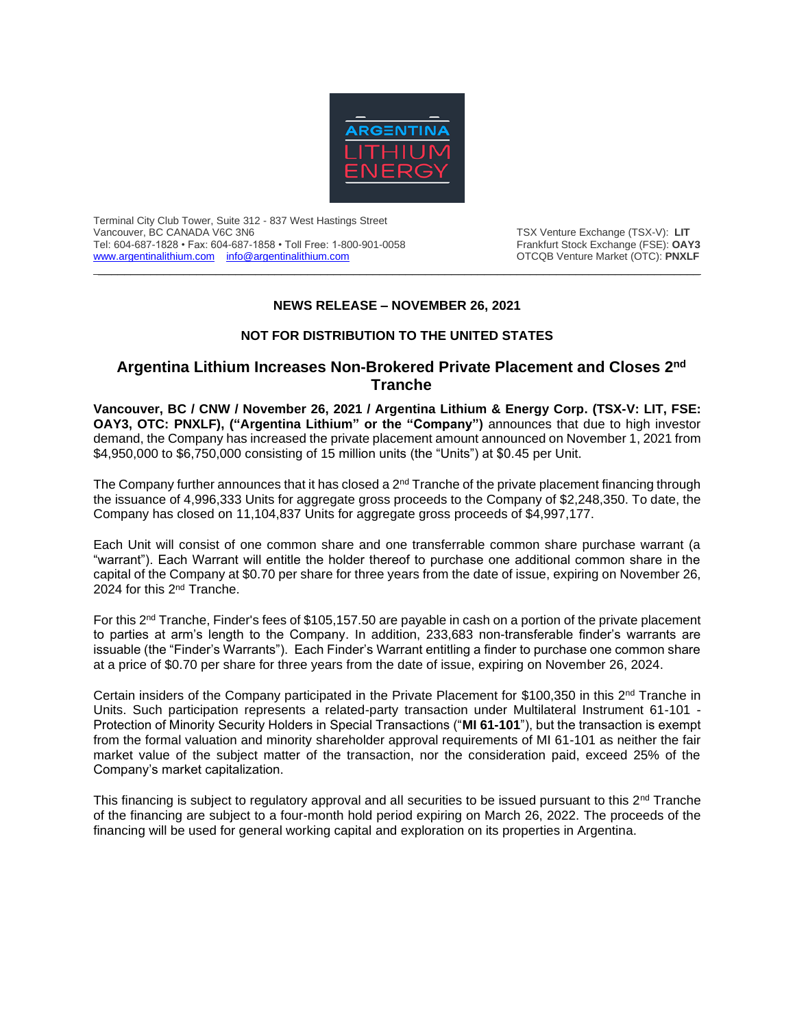ARGENTINA LITHIUM ENERGY

Terminal City Club Tower, Suite 312 - 837 West Hastings Street
Vancouver, BC CANADA V6C 3N6
Tel: 604-687-1828 • Fax: 604-687-1858 • Toll Free: 1-800-901-0058
www.argentinalithium.com info@argentinalithium.com

TSX Venture Exchange (TSX-V): **LIT**
Frankfurt Stock Exchange (FSE): **OAY3**
OTCQB Venture Market (OTC): **PNXLF**

---

**NEWS RELEASE – NOVEMBER 26, 2021**

**NOT FOR DISTRIBUTION TO THE UNITED STATES**

# Argentina Lithium Increases Non-Brokered Private Placement and Closes 2nd Tranche

**Vancouver, BC / CNW / November 26, 2021 / Argentina Lithium & Energy Corp. (TSX-V: LIT, FSE: OAY3, OTC: PNXLF), ("Argentina Lithium" or the "Company")** announces that due to high investor demand, the Company has increased the private placement amount announced on November 1, 2021 from $4,950,000 to $6,750,000 consisting of 15 million units (the "Units") at $0.45 per Unit.

The Company further announces that it has closed a 2nd Tranche of the private placement financing through the issuance of 4,996,333 Units for aggregate gross proceeds to the Company of $2,248,350. To date, the Company has closed on 11,104,837 Units for aggregate gross proceeds of $4,997,177.

Each Unit will consist of one common share and one transferrable common share purchase warrant (a "warrant"). Each Warrant will entitle the holder thereof to purchase one additional common share in the capital of the Company at $0.70 per share for three years from the date of issue, expiring on November 26, 2024 for this 2nd Tranche.

For this 2nd Tranche, Finder's fees of $105,157.50 are payable in cash on a portion of the private placement to parties at arm's length to the Company. In addition, 233,683 non-transferable finder's warrants are issuable (the "Finder's Warrants"). Each Finder's Warrant entitling a finder to purchase one common share at a price of $0.70 per share for three years from the date of issue, expiring on November 26, 2024.

Certain insiders of the Company participated in the Private Placement for $100,350 in this 2nd Tranche in Units. Such participation represents a related-party transaction under Multilateral Instrument 61-101 - Protection of Minority Security Holders in Special Transactions ("**MI 61-101**"), but the transaction is exempt from the formal valuation and minority shareholder approval requirements of MI 61-101 as neither the fair market value of the subject matter of the transaction, nor the consideration paid, exceed 25% of the Company's market capitalization.

This financing is subject to regulatory approval and all securities to be issued pursuant to this 2nd Tranche of the financing are subject to a four-month hold period expiring on March 26, 2022. The proceeds of the financing will be used for general working capital and exploration on its properties in Argentina.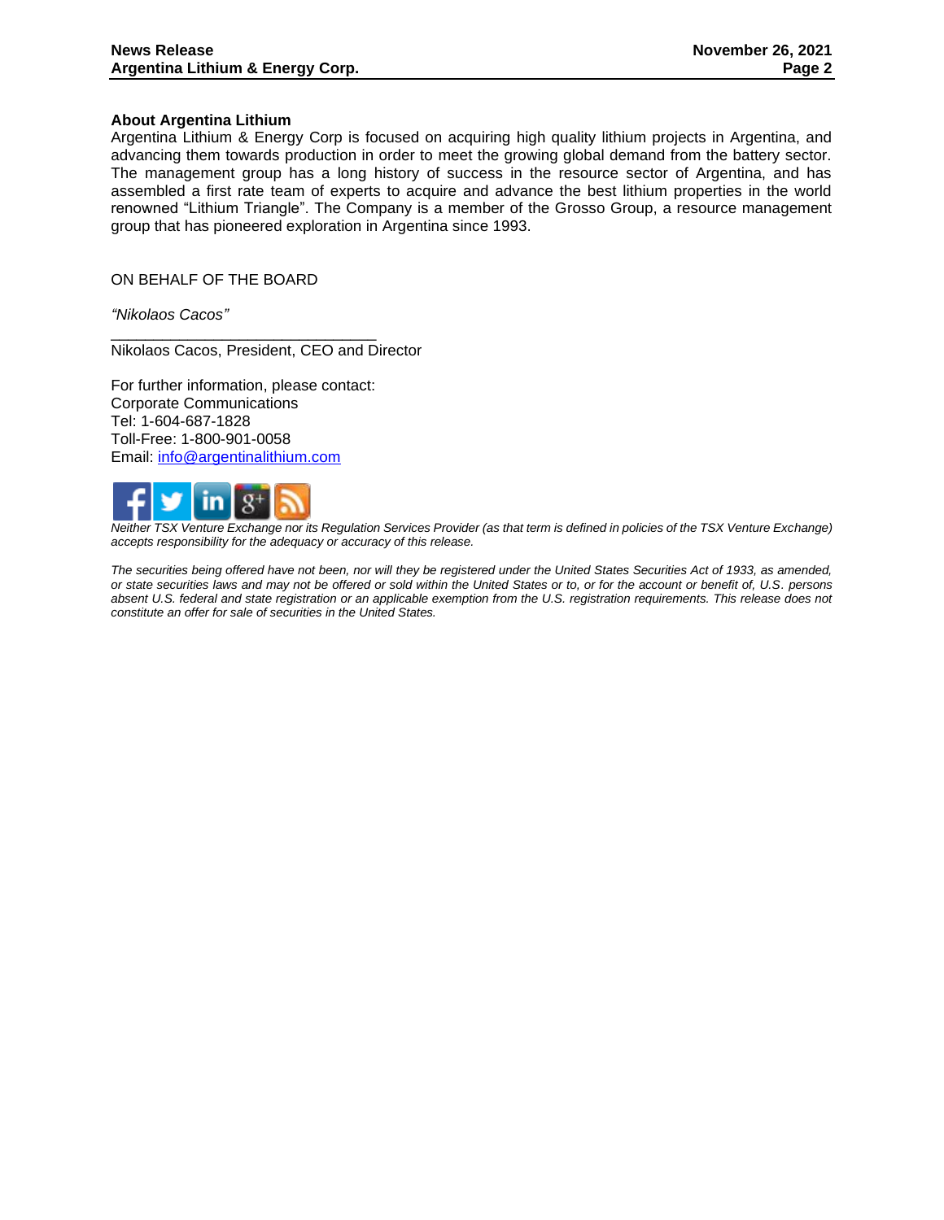**About Argentina Lithium**

Argentina Lithium & Energy Corp is focused on acquiring high quality lithium projects in Argentina, and advancing them towards production in order to meet the growing global demand from the battery sector. The management group has a long history of success in the resource sector of Argentina, and has assembled a first rate team of experts to acquire and advance the best lithium properties in the world renowned "Lithium Triangle". The Company is a member of the Grosso Group, a resource management group that has pioneered exploration in Argentina since 1993.

ON BEHALF OF THE BOARD

*"Nikolaos Cacos"*

______________________________

Nikolaos Cacos, President, CEO and Director

For further information, please contact:
Corporate Communications
Tel: 1-604-687-1828
Toll-Free: 1-800-901-0058
Email: info@argentinalithium.com

*Neither TSX Venture Exchange nor its Regulation Services Provider (as that term is defined in policies of the TSX Venture Exchange) accepts responsibility for the adequacy or accuracy of this release.*

*The securities being offered have not been, nor will they be registered under the United States Securities Act of 1933, as amended, or state securities laws and may not be offered or sold within the United States or to, or for the account or benefit of, U.S. persons absent U.S. federal and state registration or an applicable exemption from the U.S. registration requirements. This release does not constitute an offer for sale of securities in the United States.*